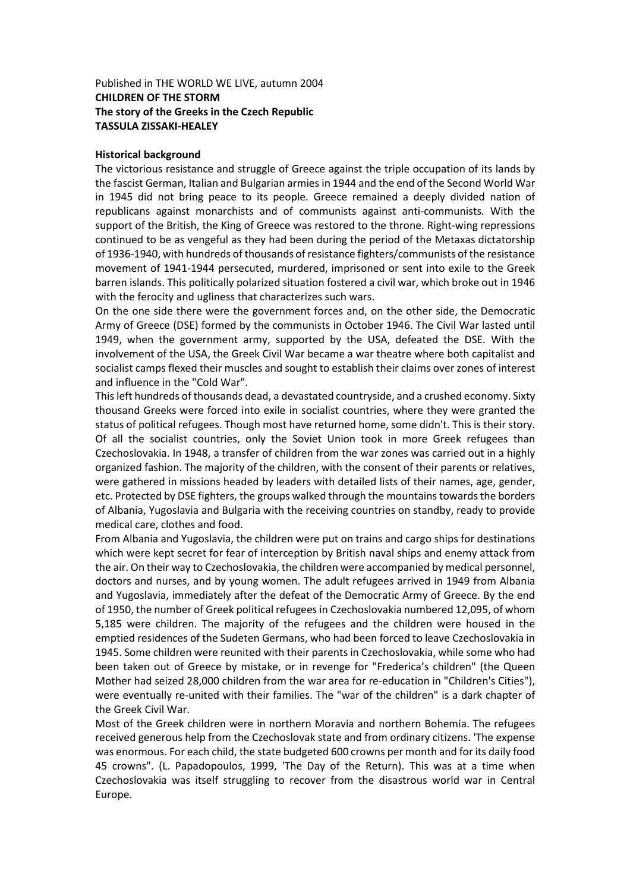Published in THE WORLD WE LIVE, autumn 2004

**CHILDREN OF THE STORM**

**The story of the Greeks in the Czech Republic**

**TASSULA ZISSAKI-HEALEY**

## Historical background

The victorious resistance and struggle of Greece against the triple occupation of its lands by the fascist German, Italian and Bulgarian armies in 1944 and the end of the Second World War in 1945 did not bring peace to its people. Greece remained a deeply divided nation of republicans against monarchists and of communists against anti-communists. With the support of the British, the King of Greece was restored to the throne. Right-wing repressions continued to be as vengeful as they had been during the period of the Metaxas dictatorship of 1936-1940, with hundreds of thousands of resistance fighters/communists of the resistance movement of 1941-1944 persecuted, murdered, imprisoned or sent into exile to the Greek barren islands. This politically polarized situation fostered a civil war, which broke out in 1946 with the ferocity and ugliness that characterizes such wars.

On the one side there were the government forces and, on the other side, the Democratic Army of Greece (DSE) formed by the communists in October 1946. The Civil War lasted until 1949, when the government army, supported by the USA, defeated the DSE. With the involvement of the USA, the Greek Civil War became a war theatre where both capitalist and socialist camps flexed their muscles and sought to establish their claims over zones of interest and influence in the "Cold War".

This left hundreds of thousands dead, a devastated countryside, and a crushed economy. Sixty thousand Greeks were forced into exile in socialist countries, where they were granted the status of political refugees. Though most have returned home, some didn't. This is their story. Of all the socialist countries, only the Soviet Union took in more Greek refugees than Czechoslovakia. In 1948, a transfer of children from the war zones was carried out in a highly organized fashion. The majority of the children, with the consent of their parents or relatives, were gathered in missions headed by leaders with detailed lists of their names, age, gender, etc. Protected by DSE fighters, the groups walked through the mountains towards the borders of Albania, Yugoslavia and Bulgaria with the receiving countries on standby, ready to provide medical care, clothes and food.

From Albania and Yugoslavia, the children were put on trains and cargo ships for destinations which were kept secret for fear of interception by British naval ships and enemy attack from the air. On their way to Czechoslovakia, the children were accompanied by medical personnel, doctors and nurses, and by young women. The adult refugees arrived in 1949 from Albania and Yugoslavia, immediately after the defeat of the Democratic Army of Greece. By the end of 1950, the number of Greek political refugees in Czechoslovakia numbered 12,095, of whom 5,185 were children. The majority of the refugees and the children were housed in the emptied residences of the Sudeten Germans, who had been forced to leave Czechoslovakia in 1945. Some children were reunited with their parents in Czechoslovakia, while some who had been taken out of Greece by mistake, or in revenge for "Frederica's children" (the Queen Mother had seized 28,000 children from the war area for re-education in "Children's Cities"), were eventually re-united with their families. The "war of the children" is a dark chapter of the Greek Civil War.

Most of the Greek children were in northern Moravia and northern Bohemia. The refugees received generous help from the Czechoslovak state and from ordinary citizens. 'The expense was enormous. For each child, the state budgeted 600 crowns per month and for its daily food 45 crowns". (L. Papadopoulos, 1999, 'The Day of the Return). This was at a time when Czechoslovakia was itself struggling to recover from the disastrous world war in Central Europe.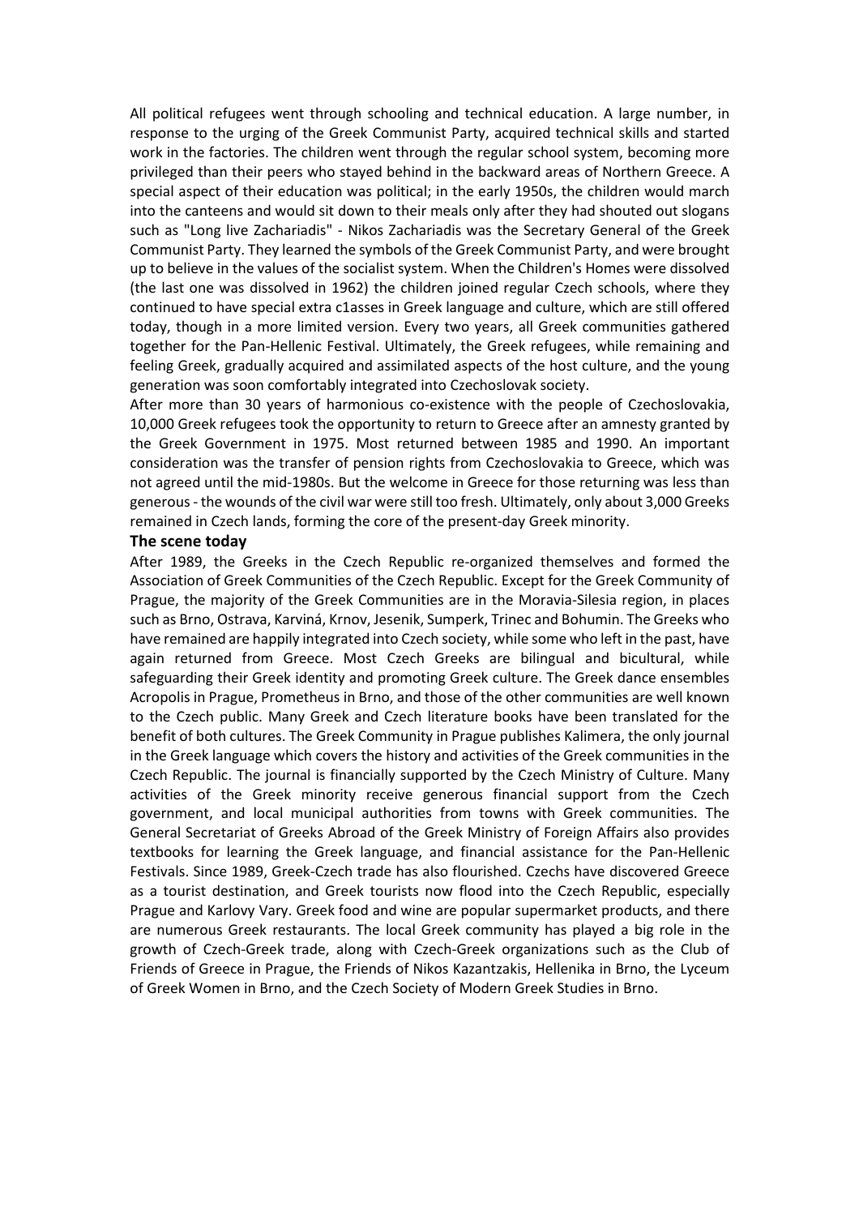All political refugees went through schooling and technical education. A large number, in response to the urging of the Greek Communist Party, acquired technical skills and started work in the factories. The children went through the regular school system, becoming more privileged than their peers who stayed behind in the backward areas of Northern Greece. A special aspect of their education was political; in the early 1950s, the children would march into the canteens and would sit down to their meals only after they had shouted out slogans such as "Long live Zachariadis" - Nikos Zachariadis was the Secretary General of the Greek Communist Party. They learned the symbols of the Greek Communist Party, and were brought up to believe in the values of the socialist system. When the Children's Homes were dissolved (the last one was dissolved in 1962) the children joined regular Czech schools, where they continued to have special extra c1asses in Greek language and culture, which are still offered today, though in a more limited version. Every two years, all Greek communities gathered together for the Pan-Hellenic Festival. Ultimately, the Greek refugees, while remaining and feeling Greek, gradually acquired and assimilated aspects of the host culture, and the young generation was soon comfortably integrated into Czechoslovak society.

After more than 30 years of harmonious co-existence with the people of Czechoslovakia, 10,000 Greek refugees took the opportunity to return to Greece after an amnesty granted by the Greek Government in 1975. Most returned between 1985 and 1990. An important consideration was the transfer of pension rights from Czechoslovakia to Greece, which was not agreed until the mid-1980s. But the welcome in Greece for those returning was less than generous - the wounds of the civil war were still too fresh. Ultimately, only about 3,000 Greeks remained in Czech lands, forming the core of the present-day Greek minority.

**The scene today**

After 1989, the Greeks in the Czech Republic re-organized themselves and formed the Association of Greek Communities of the Czech Republic. Except for the Greek Community of Prague, the majority of the Greek Communities are in the Moravia-Silesia region, in places such as Brno, Ostrava, Karviná, Krnov, Jesenik, Sumperk, Trinec and Bohumin. The Greeks who have remained are happily integrated into Czech society, while some who left in the past, have again returned from Greece. Most Czech Greeks are bilingual and bicultural, while safeguarding their Greek identity and promoting Greek culture. The Greek dance ensembles Acropolis in Prague, Prometheus in Brno, and those of the other communities are well known to the Czech public. Many Greek and Czech literature books have been translated for the benefit of both cultures. The Greek Community in Prague publishes Kalimera, the only journal in the Greek language which covers the history and activities of the Greek communities in the Czech Republic. The journal is financially supported by the Czech Ministry of Culture. Many activities of the Greek minority receive generous financial support from the Czech government, and local municipal authorities from towns with Greek communities. The General Secretariat of Greeks Abroad of the Greek Ministry of Foreign Affairs also provides textbooks for learning the Greek language, and financial assistance for the Pan-Hellenic Festivals. Since 1989, Greek-Czech trade has also flourished. Czechs have discovered Greece as a tourist destination, and Greek tourists now flood into the Czech Republic, especially Prague and Karlovy Vary. Greek food and wine are popular supermarket products, and there are numerous Greek restaurants. The local Greek community has played a big role in the growth of Czech-Greek trade, along with Czech-Greek organizations such as the Club of Friends of Greece in Prague, the Friends of Nikos Kazantzakis, Hellenika in Brno, the Lyceum of Greek Women in Brno, and the Czech Society of Modern Greek Studies in Brno.